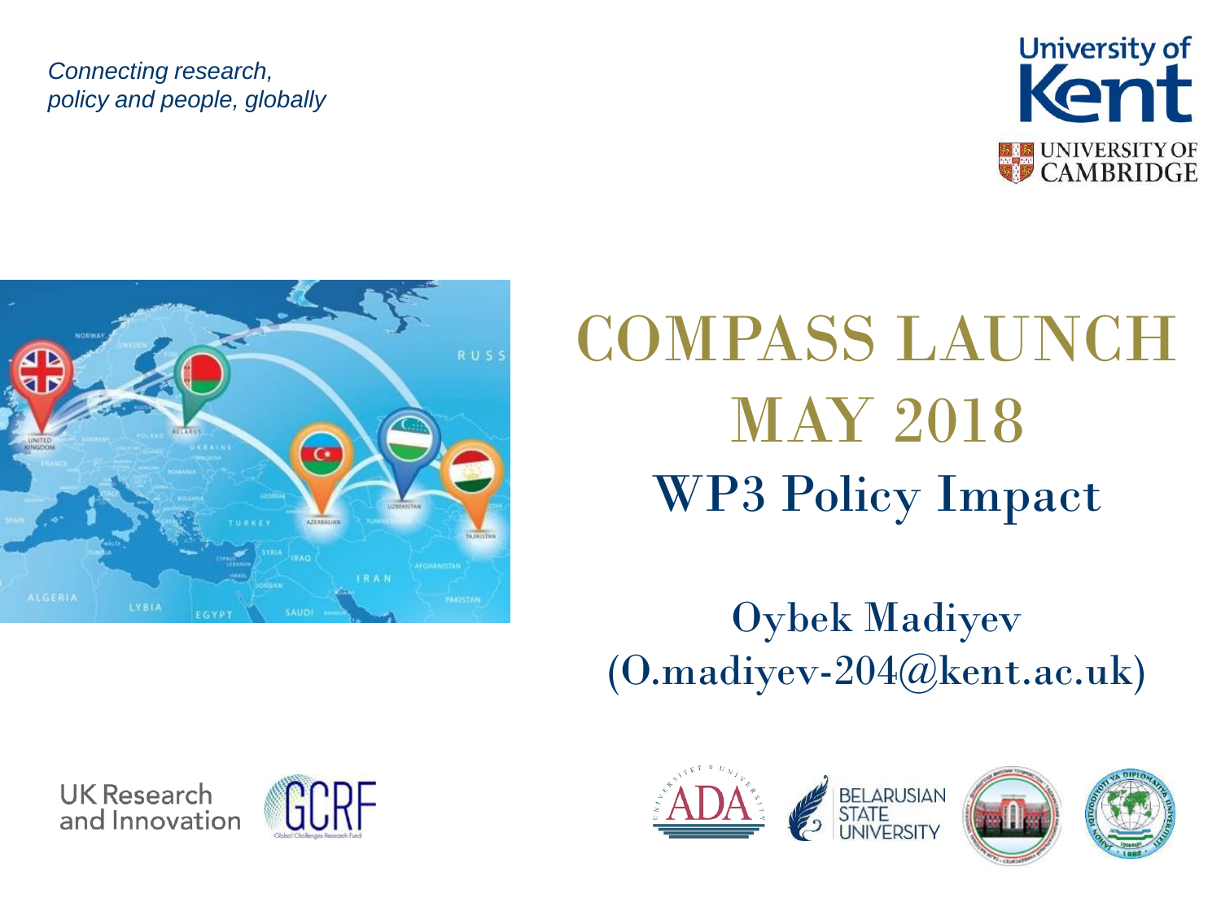*Connecting research, policy and people, globally*

# COMPASS LAUNCH MAY 2018

## WP3 Policy Impact

Oybek Madiyev
(O.madiyev-204@kent.ac.uk)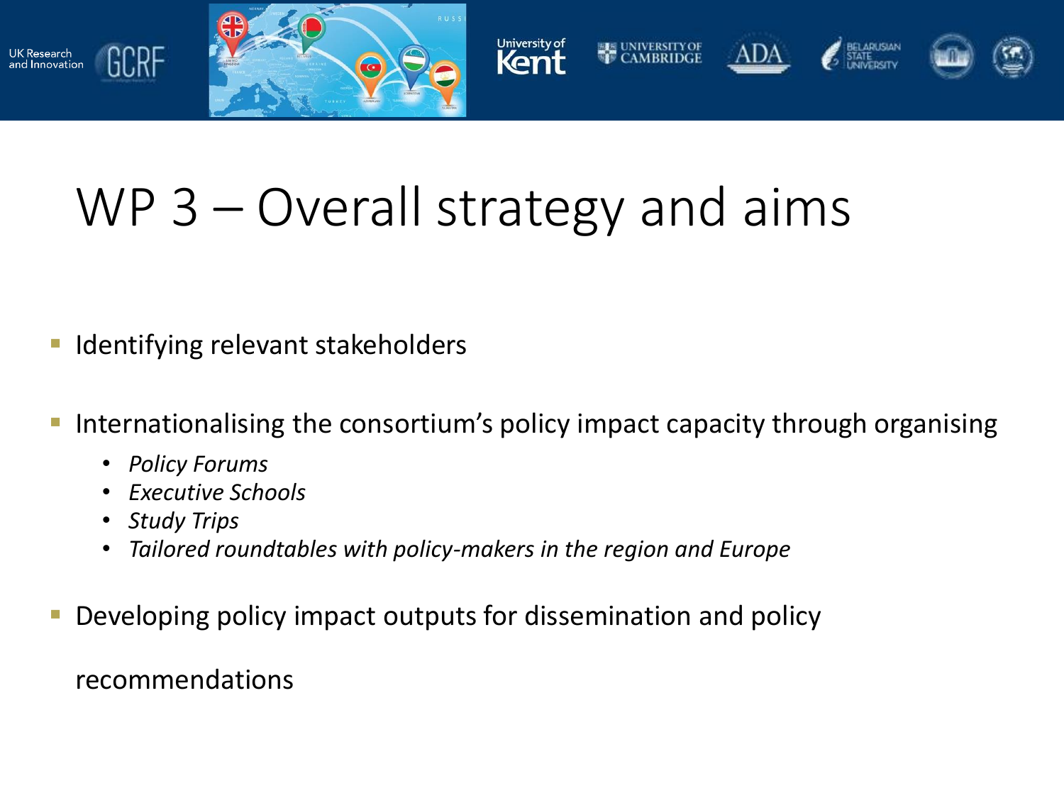# WP 3 – Overall strategy and aims

- Identifying relevant stakeholders
- Internationalising the consortium's policy impact capacity through organising
  - *Policy Forums*
  - *Executive Schools*
  - *Study Trips*
  - *Tailored roundtables with policy-makers in the region and Europe*
- Developing policy impact outputs for dissemination and policy recommendations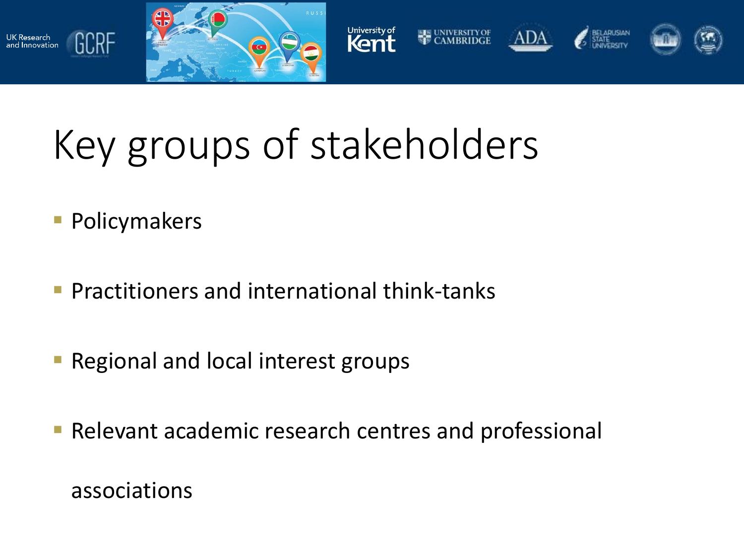# Key groups of stakeholders

- Policymakers
- Practitioners and international think-tanks
- Regional and local interest groups
- Relevant academic research centres and professional associations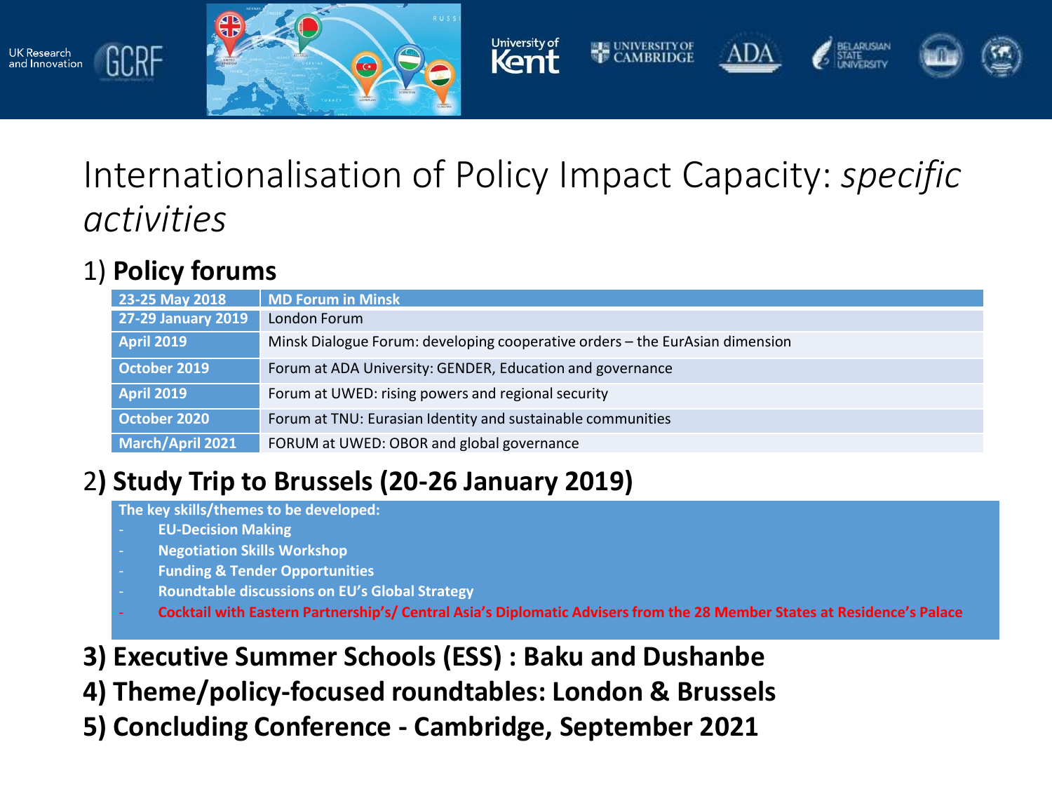UK Research and Innovation GCRF University of Kent UNIVERSITY OF CAMBRIDGE ADA BELARUSIAN STATE UNIVERSITY

# Internationalisation of Policy Impact Capacity: *specific activities*

## 1) **Policy forums**

| 23-25 May 2018 | MD Forum in Minsk |
|---|---|
| 27-29 January 2019 | London Forum |
| April 2019 | Minsk Dialogue Forum: developing cooperative orders – the EurAsian dimension |
| October 2019 | Forum at ADA University: GENDER, Education and governance |
| April 2019 | Forum at UWED: rising powers and regional security |
| October 2020 | Forum at TNU: Eurasian Identity and sustainable communities |
| March/April 2021 | FORUM at UWED: OBOR and global governance |

## 2**) Study Trip to Brussels (20-26 January 2019)**

**The key skills/themes to be developed:**

- **EU-Decision Making**
- **Negotiation Skills Workshop**
- **Funding & Tender Opportunities**
- **Roundtable discussions on EU's Global Strategy**
- **Cocktail with Eastern Partnership's/ Central Asia's Diplomatic Advisers from the 28 Member States at Residence's Palace**

## **3) Executive Summer Schools (ESS) : Baku and Dushanbe**

## **4) Theme/policy-focused roundtables: London & Brussels**

## **5) Concluding Conference - Cambridge, September 2021**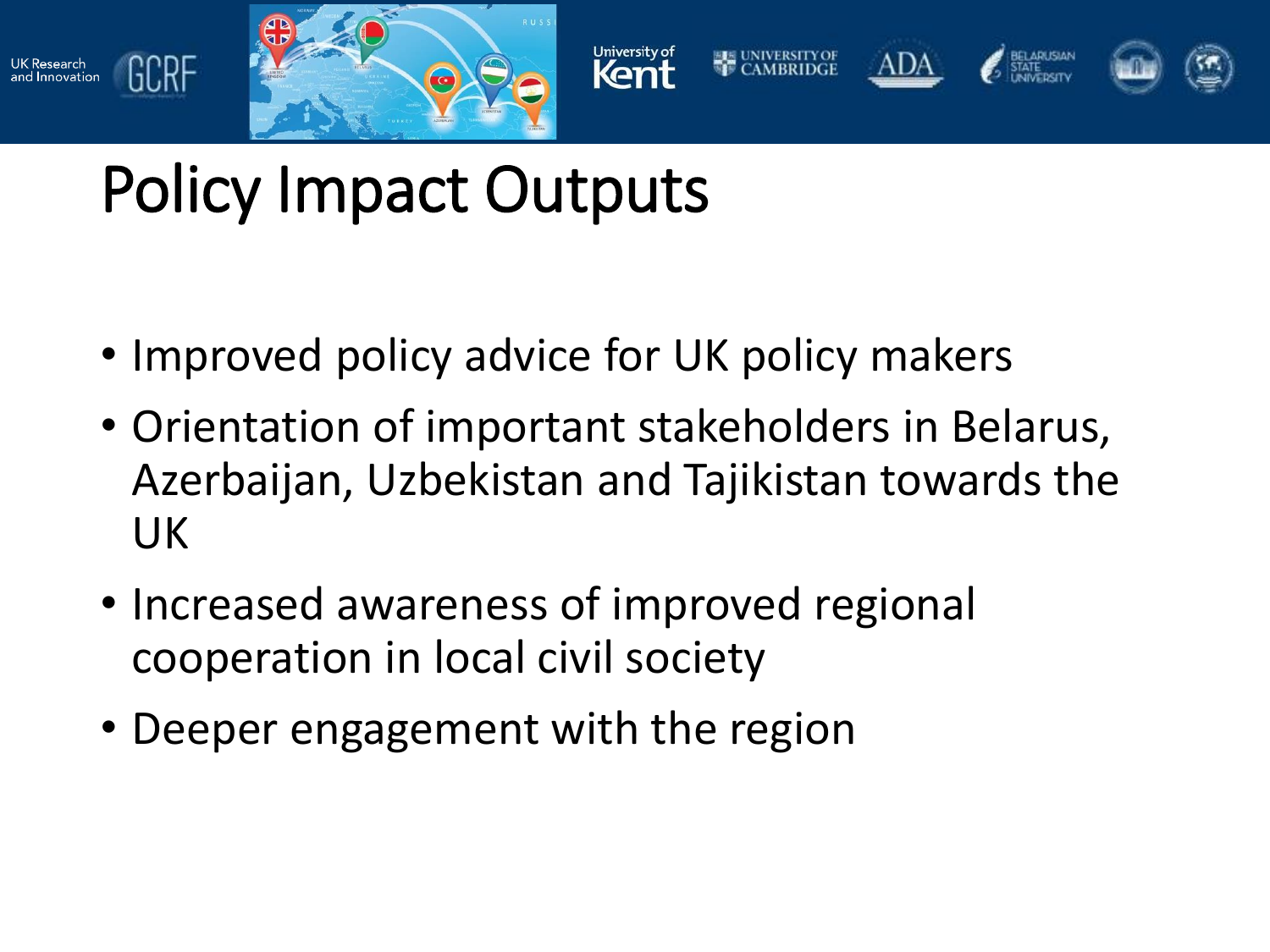# Policy Impact Outputs

- Improved policy advice for UK policy makers
- Orientation of important stakeholders in Belarus, Azerbaijan, Uzbekistan and Tajikistan towards the UK
- Increased awareness of improved regional cooperation in local civil society
- Deeper engagement with the region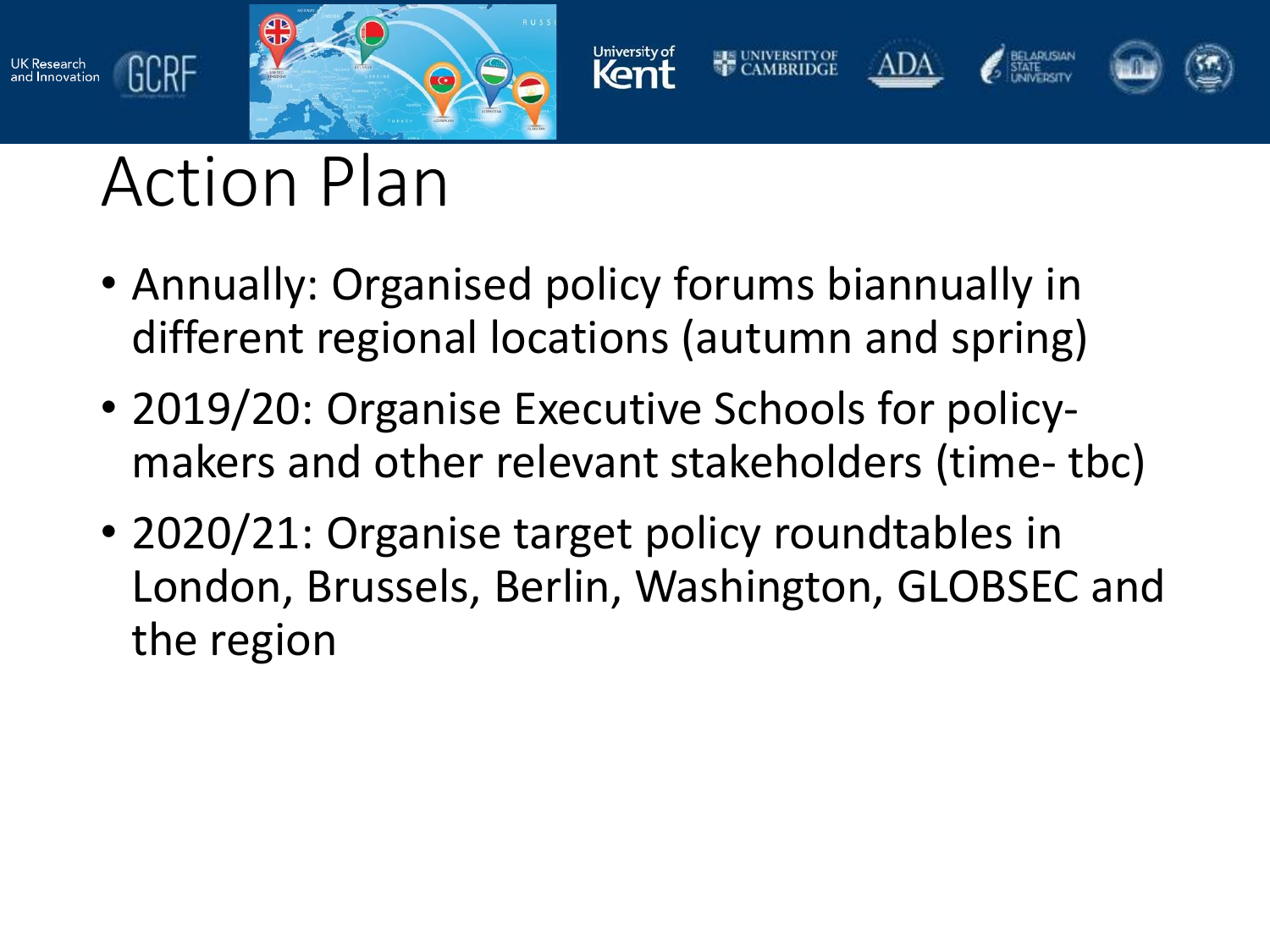# Action Plan

- Annually: Organised policy forums biannually in different regional locations (autumn and spring)
- 2019/20: Organise Executive Schools for policy-makers and other relevant stakeholders (time- tbc)
- 2020/21: Organise target policy roundtables in London, Brussels, Berlin, Washington, GLOBSEC and the region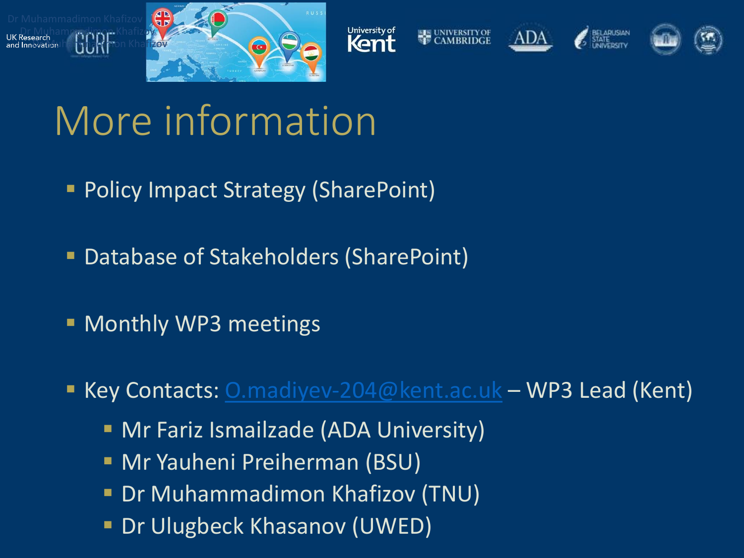# More information

- Policy Impact Strategy (SharePoint)
- Database of Stakeholders (SharePoint)
- Monthly WP3 meetings
- Key Contacts: O.madiyev-204@kent.ac.uk – WP3 Lead (Kent)
  - Mr Fariz Ismailzade (ADA University)
  - Mr Yauheni Preiherman (BSU)
  - Dr Muhammadimon Khafizov (TNU)
  - Dr Ulugbeck Khasanov (UWED)